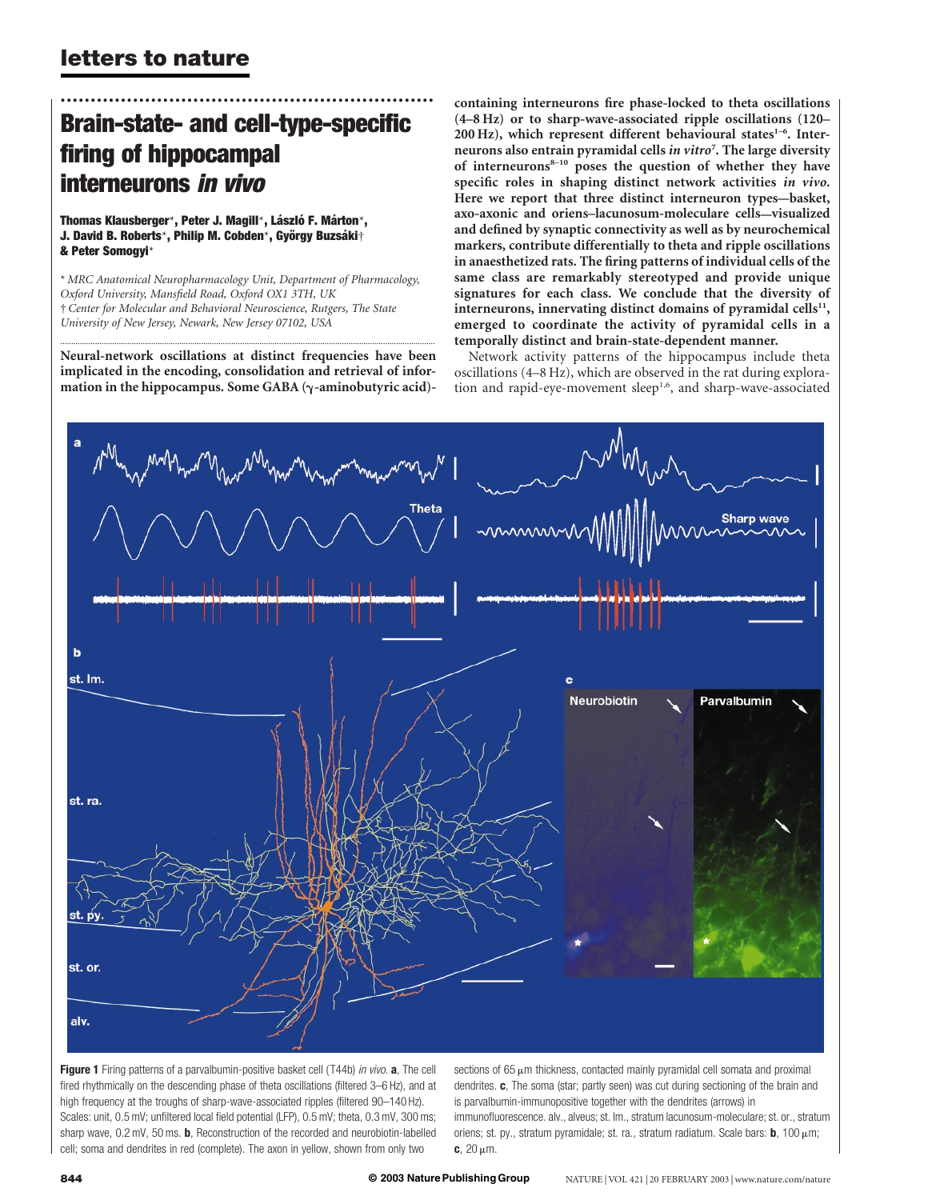# Brain-state- and cell-type-specific firing of hippocampal interneurons *in vivo*

**Thomas Klausberger***, **Peter J. Magill***, **László F. Márton***, **J. David B. Roberts***, **Philip M. Cobden***, **György Buzsáki†** & **Peter Somogyi***

\* *MRC Anatomical Neuropharmacology Unit, Department of Pharmacology, Oxford University, Mansfield Road, Oxford OX1 3TH, UK*
† *Center for Molecular and Behavioral Neuroscience, Rutgers, The State University of New Jersey, Newark, New Jersey 07102, USA*

**Neural-network oscillations at distinct frequencies have been implicated in the encoding, consolidation and retrieval of information in the hippocampus. Some GABA (γ-aminobutyric acid)-containing interneurons fire phase-locked to theta oscillations (4–8 Hz) or to sharp-wave-associated ripple oscillations (120–200 Hz), which represent different behavioural states[1–6]. Interneurons also entrain pyramidal cells *in vitro*[7]. The large diversity of interneurons[8–10] poses the question of whether they have specific roles in shaping distinct network activities *in vivo*. Here we report that three distinct interneuron types—basket, axo-axonic and oriens–lacunosum-moleculare cells—visualized and defined by synaptic connectivity as well as by neurochemical markers, contribute differentially to theta and ripple oscillations in anaesthetized rats. The firing patterns of individual cells of the same class are remarkably stereotyped and provide unique signatures for each class. We conclude that the diversity of interneurons, innervating distinct domains of pyramidal cells[11], emerged to coordinate the activity of pyramidal cells in a temporally distinct and brain-state-dependent manner.**

Network activity patterns of the hippocampus include theta oscillations (4–8 Hz), which are observed in the rat during exploration and rapid-eye-movement sleep[1,6], and sharp-wave-associated

**Figure 1** Firing patterns of a parvalbumin-positive basket cell (T44b) *in vivo*. **a**, The cell fired rhythmically on the descending phase of theta oscillations (filtered 3–6 Hz), and at high frequency at the troughs of sharp-wave-associated ripples (filtered 90–140 Hz). Scales: unit, 0.5 mV; unfiltered local field potential (LFP), 0.5 mV; theta, 0.3 mV, 300 ms; sharp wave, 0.2 mV, 50 ms. **b**, Reconstruction of the recorded and neurobiotin-labelled cell; soma and dendrites in red (complete). The axon in yellow, shown from only two sections of 65 μm thickness, contacted mainly pyramidal cell somata and proximal dendrites. **c**, The soma (star; partly seen) was cut during sectioning of the brain and is parvalbumin-immunopositive together with the dendrites (arrows) in immunofluorescence. alv., alveus; st. lm., stratum lacunosum-moleculare; st. or., stratum oriens; st. py., stratum pyramidale; st. ra., stratum radiatum. Scale bars: **b**, 100 μm; **c**, 20 μm.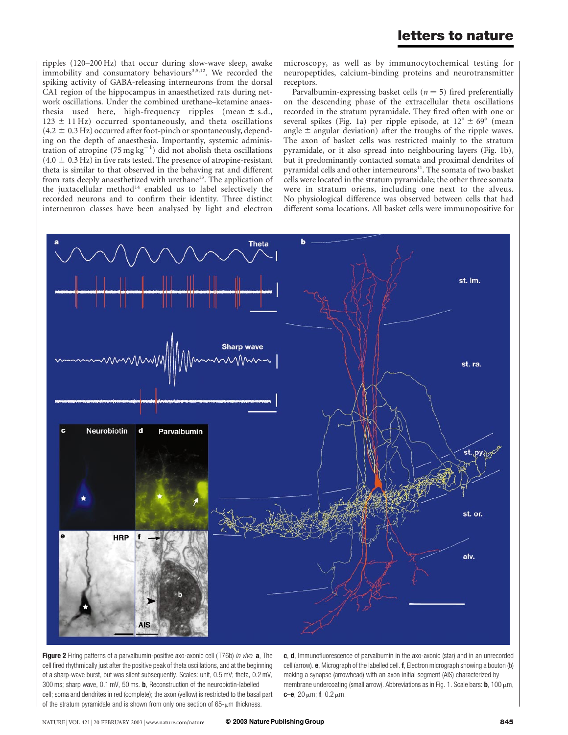ripples (120–200 Hz) that occur during slow-wave sleep, awake immobility and consumatory behaviours[3,5,12]. We recorded the spiking activity of GABA-releasing interneurons from the dorsal CA1 region of the hippocampus in anaesthetized rats during network oscillations. Under the combined urethane–ketamine anaesthesia used here, high-frequency ripples (mean ± s.d., 123 ± 11 Hz) occurred spontaneously, and theta oscillations (4.2 ± 0.3 Hz) occurred after foot-pinch or spontaneously, depending on the depth of anaesthesia. Importantly, systemic administration of atropine (75 mg $kg^{-1}$) did not abolish theta oscillations (4.0 ± 0.3 Hz) in five rats tested. The presence of atropine-resistant theta is similar to that observed in the behaving rat and different from rats deeply anaesthetized with urethane[13]. The application of the juxtacellular method[14] enabled us to label selectively the recorded neurons and to confirm their identity. Three distinct interneuron classes have been analysed by light and electron microscopy, as well as by immunocytochemical testing for neuropeptides, calcium-binding proteins and neurotransmitter receptors.

Parvalbumin-expressing basket cells ($n = 5$) fired preferentially on the descending phase of the extracellular theta oscillations recorded in the stratum pyramidale. They fired often with one or several spikes (Fig. 1a) per ripple episode, at 12° ± 69° (mean angle ± angular deviation) after the troughs of the ripple waves. The axon of basket cells was restricted mainly to the stratum pyramidale, or it also spread into neighbouring layers (Fig. 1b), but it predominantly contacted somata and proximal dendrites of pyramidal cells and other interneurons[11]. The somata of two basket cells were located in the stratum pyramidale; the other three somata were in stratum oriens, including one next to the alveus. No physiological difference was observed between cells that had different soma locations. All basket cells were immunopositive for

**Figure 2** Firing patterns of a parvalbumin-positive axo-axonic cell (T76b) *in vivo*. **a**, The cell fired rhythmically just after the positive peak of theta oscillations, and at the beginning of a sharp-wave burst, but was silent subsequently. Scales: unit, 0.5 mV; theta, 0.2 mV, 300 ms; sharp wave, 0.1 mV, 50 ms. **b**, Reconstruction of the neurobiotin-labelled cell; soma and dendrites in red (complete); the axon (yellow) is restricted to the basal part of the stratum pyramidale and is shown from only one section of 65-μm thickness. **c**, **d**, Immunofluorescence of parvalbumin in the axo-axonic (star) and in an unrecorded cell (arrow). **e**, Micrograph of the labelled cell. **f**, Electron micrograph showing a bouton (b) making a synapse (arrowhead) with an axon initial segment (AIS) characterized by membrane undercoating (small arrow). Abbreviations as in Fig. 1. Scale bars: **b**, 100 μm, **c**–**e**, 20 μm; **f**, 0.2 μm.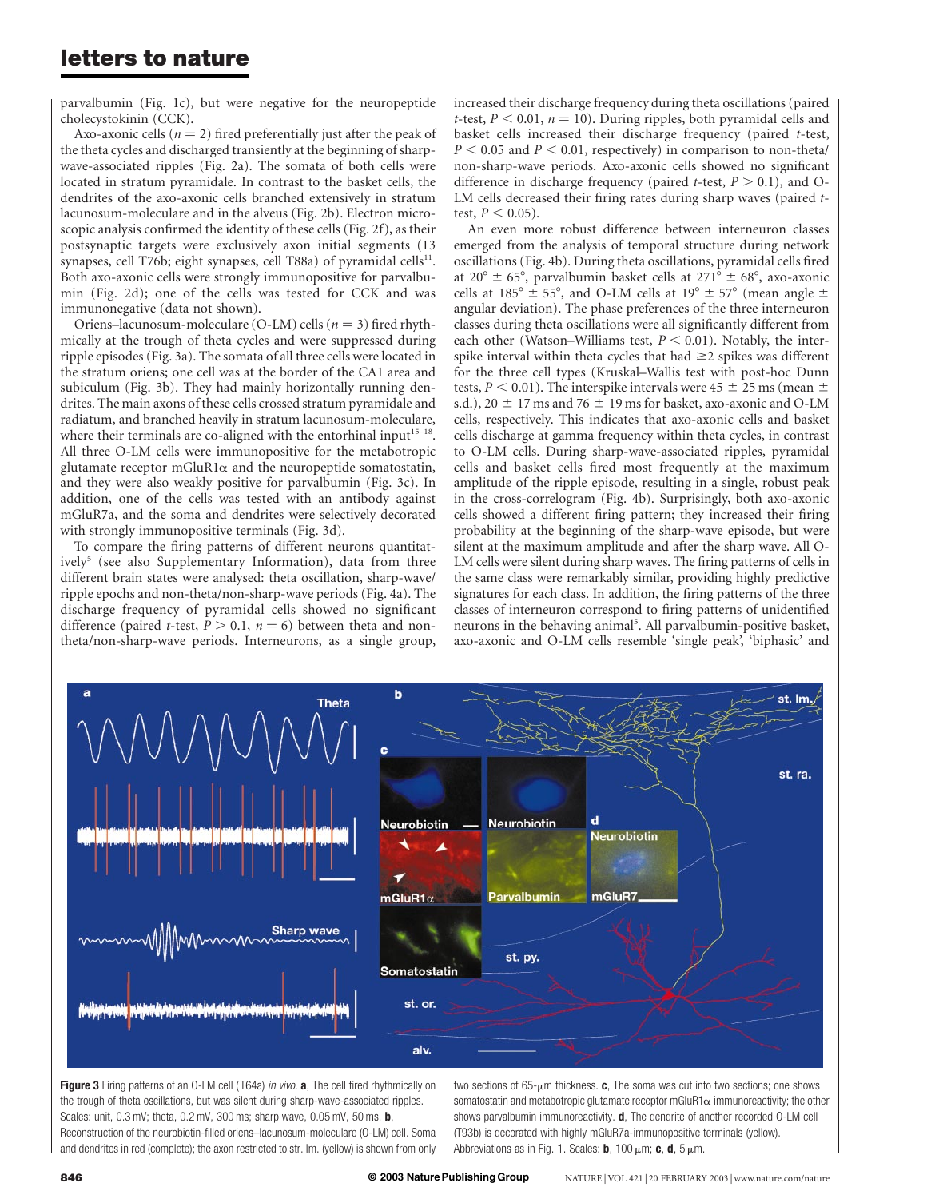parvalbumin (Fig. 1c), but were negative for the neuropeptide cholecystokinin (CCK).

Axo-axonic cells ($n = 2$) fired preferentially just after the peak of the theta cycles and discharged transiently at the beginning of sharp-wave-associated ripples (Fig. 2a). The somata of both cells were located in stratum pyramidale. In contrast to the basket cells, the dendrites of the axo-axonic cells branched extensively in stratum lacunosum-moleculare and in the alveus (Fig. 2b). Electron microscopic analysis confirmed the identity of these cells (Fig. 2f), as their postsynaptic targets were exclusively axon initial segments (13 synapses, cell T76b; eight synapses, cell T88a) of pyramidal cells[11]. Both axo-axonic cells were strongly immunopositive for parvalbumin (Fig. 2d); one of the cells was tested for CCK and was immunonegative (data not shown).

Oriens–lacunosum-moleculare (O-LM) cells ($n = 3$) fired rhythmically at the trough of theta cycles and were suppressed during ripple episodes (Fig. 3a). The somata of all three cells were located in the stratum oriens; one cell was at the border of the CA1 area and subiculum (Fig. 3b). They had mainly horizontally running dendrites. The main axons of these cells crossed stratum pyramidale and radiatum, and branched heavily in stratum lacunosum-moleculare, where their terminals are co-aligned with the entorhinal input[15–18]. All three O-LM cells were immunopositive for the metabotropic glutamate receptor mGluR1α and the neuropeptide somatostatin, and they were also weakly positive for parvalbumin (Fig. 3c). In addition, one of the cells was tested with an antibody against mGluR7a, and the soma and dendrites were selectively decorated with strongly immunopositive terminals (Fig. 3d).

To compare the firing patterns of different neurons quantitatively[5] (see also Supplementary Information), data from three different brain states were analysed: theta oscillation, sharp-wave/ripple epochs and non-theta/non-sharp-wave periods (Fig. 4a). The discharge frequency of pyramidal cells showed no significant difference (paired $t$-test, $P > 0.1$, $n = 6$) between theta and non-theta/non-sharp-wave periods. Interneurons, as a single group, increased their discharge frequency during theta oscillations (paired $t$-test, $P < 0.01$, $n = 10$). During ripples, both pyramidal cells and basket cells increased their discharge frequency (paired $t$-test, $P < 0.05$ and $P < 0.01$, respectively) in comparison to non-theta/non-sharp-wave periods. Axo-axonic cells showed no significant difference in discharge frequency (paired $t$-test, $P > 0.1$), and O-LM cells decreased their firing rates during sharp waves (paired $t$-test, $P < 0.05$).

An even more robust difference between interneuron classes emerged from the analysis of temporal structure during network oscillations (Fig. 4b). During theta oscillations, pyramidal cells fired at $20° \pm 65°$, parvalbumin basket cells at $271° \pm 68°$, axo-axonic cells at $185° \pm 55°$, and O-LM cells at $19° \pm 57°$ (mean angle ± angular deviation). The phase preferences of the three interneuron classes during theta oscillations were all significantly different from each other (Watson–Williams test, $P < 0.01$). Notably, the interspike interval within theta cycles that had ≥2 spikes was different for the three cell types (Kruskal–Wallis test with post-hoc Dunn tests, $P < 0.01$). The interspike intervals were $45 \pm 25$ ms (mean ± s.d.), $20 \pm 17$ ms and $76 \pm 19$ ms for basket, axo-axonic and O-LM cells, respectively. This indicates that axo-axonic cells and basket cells discharge at gamma frequency within theta cycles, in contrast to O-LM cells. During sharp-wave-associated ripples, pyramidal cells and basket cells fired most frequently at the maximum amplitude of the ripple episode, resulting in a single, robust peak in the cross-correlogram (Fig. 4b). Surprisingly, both axo-axonic cells showed a different firing pattern; they increased their firing probability at the beginning of the sharp-wave episode, but were silent at the maximum amplitude and after the sharp wave. All O-LM cells were silent during sharp waves. The firing patterns of cells in the same class were remarkably similar, providing highly predictive signatures for each class. In addition, the firing patterns of the three classes of interneuron correspond to firing patterns of unidentified neurons in the behaving animal[5]. All parvalbumin-positive basket, axo-axonic and O-LM cells resemble 'single peak', 'biphasic' and

**Figure 3** Firing patterns of an O-LM cell (T64a) *in vivo*. **a**, The cell fired rhythmically on the trough of theta oscillations, but was silent during sharp-wave-associated ripples. Scales: unit, 0.3 mV; theta, 0.2 mV, 300 ms; sharp wave, 0.05 mV, 50 ms. **b**, Reconstruction of the neurobiotin-filled oriens–lacunosum-moleculare (O-LM) cell. Soma and dendrites in red (complete); the axon restricted to str. lm. (yellow) is shown from only two sections of 65-μm thickness. **c**, The soma was cut into two sections; one shows somatostatin and metabotropic glutamate receptor mGluR1α immunoreactivity; the other shows parvalbumin immunoreactivity. **d**, The dendrite of another recorded O-LM cell (T93b) is decorated with highly mGluR7a-immunopositive terminals (yellow). Abbreviations as in Fig. 1. Scales: **b**, 100 μm; **c**, **d**, 5 μm.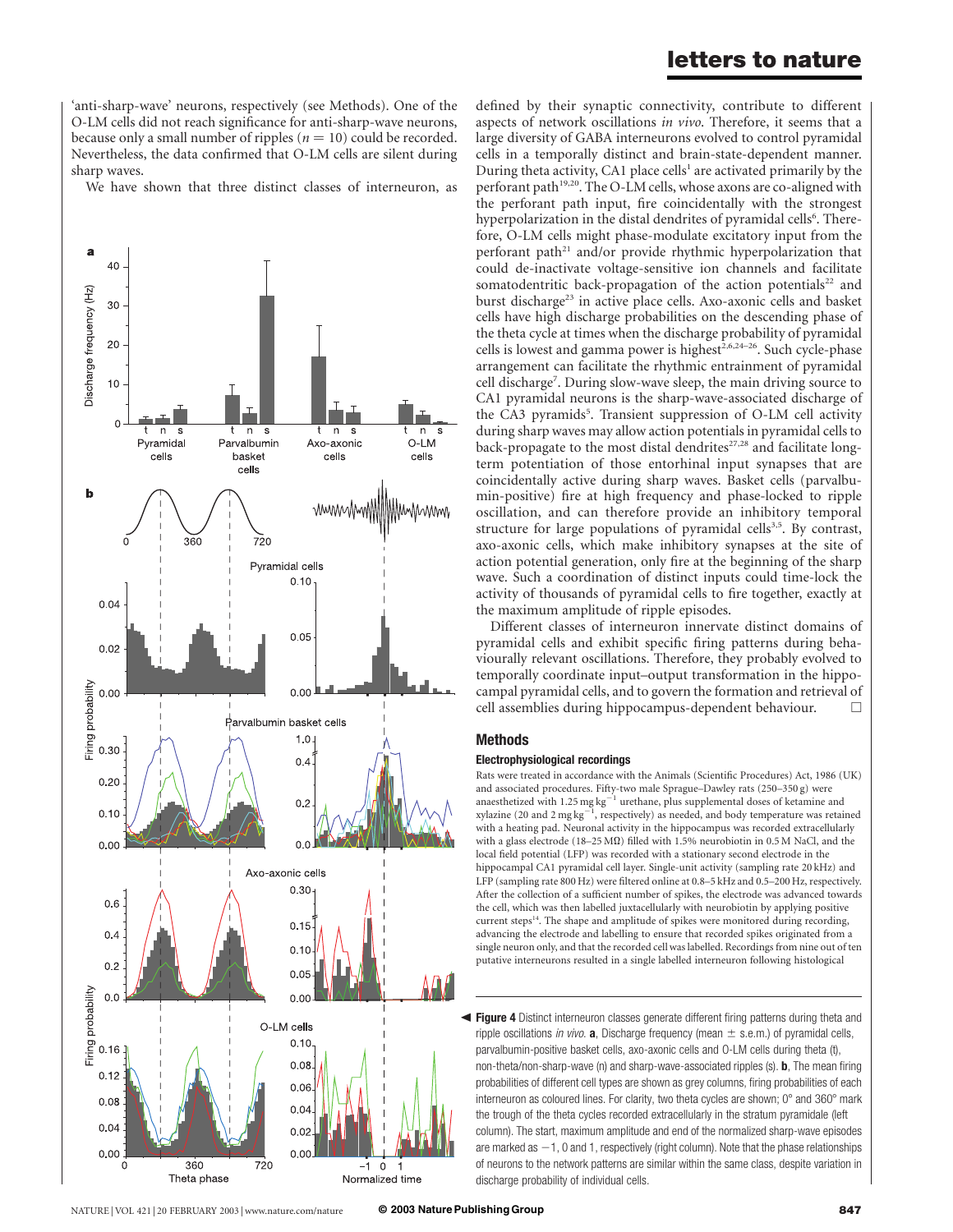'anti-sharp-wave' neurons, respectively (see Methods). One of the O-LM cells did not reach significance for anti-sharp-wave neurons, because only a small number of ripples ($n = 10$) could be recorded. Nevertheless, the data confirmed that O-LM cells are silent during sharp waves.

We have shown that three distinct classes of interneuron, as defined by their synaptic connectivity, contribute to different aspects of network oscillations *in vivo*. Therefore, it seems that a large diversity of GABA interneurons evolved to control pyramidal cells in a temporally distinct and brain-state-dependent manner. During theta activity, CA1 place cells[1] are activated primarily by the perforant path[19,20]. The O-LM cells, whose axons are co-aligned with the perforant path input, fire coincidentally with the strongest hyperpolarization in the distal dendrites of pyramidal cells[6]. Therefore, O-LM cells might phase-modulate excitatory input from the perforant path[21] and/or provide rhythmic hyperpolarization that could de-inactivate voltage-sensitive ion channels and facilitate somatodentritic back-propagation of the action potentials[22] and burst discharge[23] in active place cells. Axo-axonic cells and basket cells have high discharge probabilities on the descending phase of the theta cycle at times when the discharge probability of pyramidal cells is lowest and gamma power is highest[2,6,24–26]. Such cycle-phase arrangement can facilitate the rhythmic entrainment of pyramidal cell discharge[7]. During slow-wave sleep, the main driving source to CA1 pyramidal neurons is the sharp-wave-associated discharge of the CA3 pyramids[5]. Transient suppression of O-LM cell activity during sharp waves may allow action potentials in pyramidal cells to back-propagate to the most distal dendrites[27,28] and facilitate long-term potentiation of those entorhinal input synapses that are coincidentally active during sharp waves. Basket cells (parvalbumin-positive) fire at high frequency and phase-locked to ripple oscillation, and can therefore provide an inhibitory temporal structure for large populations of pyramidal cells[3,5]. By contrast, axo-axonic cells, which make inhibitory synapses at the site of action potential generation, only fire at the beginning of the sharp wave. Such a coordination of distinct inputs could time-lock the activity of thousands of pyramidal cells to fire together, exactly at the maximum amplitude of ripple episodes.

Different classes of interneuron innervate distinct domains of pyramidal cells and exhibit specific firing patterns during behaviourally relevant oscillations. Therefore, they probably evolved to temporally coordinate input–output transformation in the hippocampal pyramidal cells, and to govern the formation and retrieval of cell assemblies during hippocampus-dependent behaviour. □

**Figure 4** Distinct interneuron classes generate different firing patterns during theta and ripple oscillations *in vivo*. **a**, Discharge frequency (mean ± s.e.m.) of pyramidal cells, parvalbumin-positive basket cells, axo-axonic cells and O-LM cells during theta (t), non-theta/non-sharp-wave (n) and sharp-wave-associated ripples (s). **b**, The mean firing probabilities of different cell types are shown as grey columns, firing probabilities of each interneuron as coloured lines. For clarity, two theta cycles are shown; 0° and 360° mark the trough of the theta cycles recorded extracellularly in the stratum pyramidale (left column). The start, maximum amplitude and end of the normalized sharp-wave episodes are marked as −1, 0 and 1, respectively (right column). Note that the phase relationships of neurons to the network patterns are similar within the same class, despite variation in discharge probability of individual cells.

## Methods

### Electrophysiological recordings

Rats were treated in accordance with the Animals (Scientific Procedures) Act, 1986 (UK) and associated procedures. Fifty-two male Sprague–Dawley rats (250–350 g) were anaesthetized with 1.25 mg kg$^{-1}$ urethane, plus supplemental doses of ketamine and xylazine (20 and 2 mg kg$^{-1}$, respectively) as needed, and body temperature was retained with a heating pad. Neuronal activity in the hippocampus was recorded extracellularly with a glass electrode (18–25 MΩ) filled with 1.5% neurobiotin in 0.5 M NaCl, and the local field potential (LFP) was recorded with a stationary second electrode in the hippocampal CA1 pyramidal cell layer. Single-unit activity (sampling rate 20 kHz) and LFP (sampling rate 800 Hz) were filtered online at 0.8–5 kHz and 0.5–200 Hz, respectively. After the collection of a sufficient number of spikes, the electrode was advanced towards the cell, which was then labelled juxtacellularly with neurobiotin by applying positive current steps[14]. The shape and amplitude of spikes were monitored during recording, advancing the electrode and labelling to ensure that recorded spikes originated from a single neuron only, and that the recorded cell was labelled. Recordings from nine out of ten putative interneurons resulted in a single labelled interneuron following histological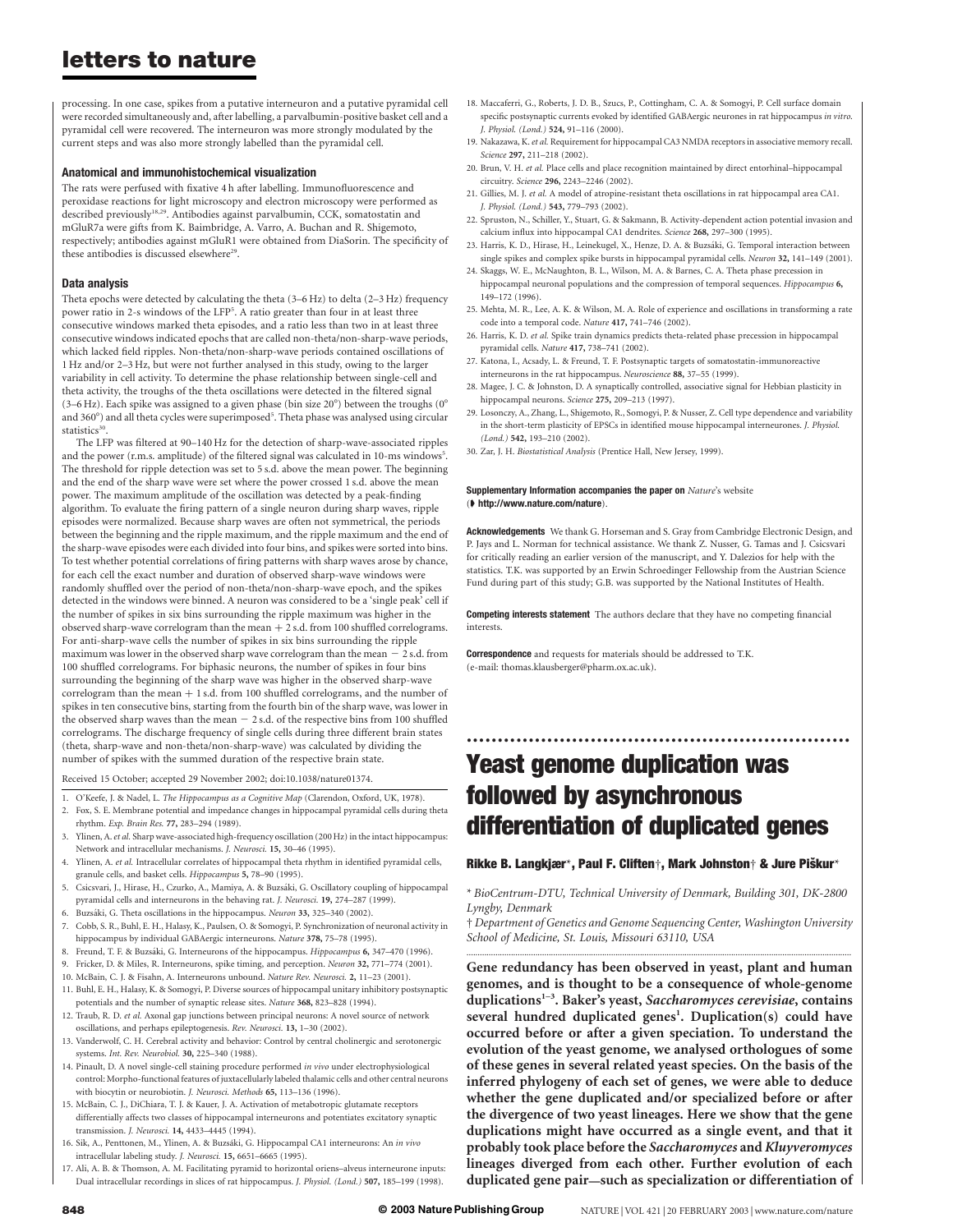processing. In one case, spikes from a putative interneuron and a putative pyramidal cell were recorded simultaneously and, after labelling, a parvalbumin-positive basket cell and a pyramidal cell were recovered. The interneuron was more strongly modulated by the current steps and was also more strongly labelled than the pyramidal cell.

### Anatomical and immunohistochemical visualization

The rats were perfused with fixative 4 h after labelling. Immunofluorescence and peroxidase reactions for light microscopy and electron microscopy were performed as described previously[18,29]. Antibodies against parvalbumin, CCK, somatostatin and mGluR7a were gifts from K. Baimbridge, A. Varro, A. Buchan and R. Shigemoto, respectively; antibodies against mGluR1 were obtained from DiaSorin. The specificity of these antibodies is discussed elsewhere[29].

### Data analysis

Theta epochs were detected by calculating the theta (3–6 Hz) to delta (2–3 Hz) frequency power ratio in 2-s windows of the LFP[5]. A ratio greater than four in at least three consecutive windows marked theta episodes, and a ratio less than two in at least three consecutive windows indicated epochs that are called non-theta/non-sharp-wave periods, which lacked field ripples. Non-theta/non-sharp-wave periods contained oscillations of 1 Hz and/or 2–3 Hz, but were not further analysed in this study, owing to the larger variability in cell activity. To determine the phase relationship between single-cell and theta activity, the troughs of the theta oscillations were detected in the filtered signal (3–6 Hz). Each spike was assigned to a given phase (bin size 20°) between the troughs (0° and 360°) and all theta cycles were superimposed[5]. Theta phase was analysed using circular statistics[30].

The LFP was filtered at 90–140 Hz for the detection of sharp-wave-associated ripples and the power (r.m.s. amplitude) of the filtered signal was calculated in 10-ms windows[5]. The threshold for ripple detection was set to 5 s.d. above the mean power. The beginning and the end of the sharp wave were set where the power crossed 1 s.d. above the mean power. The maximum amplitude of the oscillation was detected by a peak-finding algorithm. To evaluate the firing pattern of a single neuron during sharp waves, ripple episodes were normalized. Because sharp waves are often not symmetrical, the periods between the beginning and the ripple maximum, and the ripple maximum and the end of the sharp-wave episodes were each divided into four bins, and spikes were sorted into bins. To test whether potential correlations of firing patterns with sharp waves arose by chance, for each cell the exact number and duration of observed sharp-wave windows were randomly shuffled over the period of non-theta/non-sharp-wave epoch, and the spikes detected in the windows were binned. A neuron was considered to be a 'single peak' cell if the number of spikes in six bins surrounding the ripple maximum was higher in the observed sharp-wave correlogram than the mean + 2 s.d. from 100 shuffled correlograms. For anti-sharp-wave cells the number of spikes in six bins surrounding the ripple maximum was lower in the observed sharp wave correlogram than the mean − 2 s.d. from 100 shuffled correlograms. For biphasic neurons, the number of spikes in four bins surrounding the beginning of the sharp wave was higher in the observed sharp-wave correlogram than the mean + 1 s.d. from 100 shuffled correlograms, and the number of spikes in ten consecutive bins, starting from the fourth bin of the sharp wave, was lower in the observed sharp waves than the mean − 2 s.d. of the respective bins from 100 shuffled correlograms. The discharge frequency of single cells during three different brain states (theta, sharp-wave and non-theta/non-sharp-wave) was calculated by dividing the number of spikes with the summed duration of the respective brain state.

Received 15 October; accepted 29 November 2002; doi:10.1038/nature01374.

1. O'Keefe, J. & Nadel, L. *The Hippocampus as a Cognitive Map* (Clarendon, Oxford, UK, 1978).
2. Fox, S. E. Membrane potential and impedance changes in hippocampal pyramidal cells during theta rhythm. *Exp. Brain Res.* **77,** 283–294 (1989).
3. Ylinen, A. *et al.* Sharp wave-associated high-frequency oscillation (200 Hz) in the intact hippocampus: Network and intracellular mechanisms. *J. Neurosci.* **15,** 30–46 (1995).
4. Ylinen, A. *et al.* Intracellular correlates of hippocampal theta rhythm in identified pyramidal cells, granule cells, and basket cells. *Hippocampus* **5,** 78–90 (1995).
5. Csicsvari, J., Hirase, H., Czurko, A., Mamiya, A. & Buzsáki, G. Oscillatory coupling of hippocampal pyramidal cells and interneurons in the behaving rat. *J. Neurosci.* **19,** 274–287 (1999).
6. Buzsáki, G. Theta oscillations in the hippocampus. *Neuron* **33,** 325–340 (2002).
7. Cobb, S. R., Buhl, E. H., Halasy, K., Paulsen, O. & Somogyi, P. Synchronization of neuronal activity in hippocampus by individual GABAergic interneurons. *Nature* **378,** 75–78 (1995).
8. Freund, T. F. & Buzsáki, G. Interneurons of the hippocampus. *Hippocampus* **6,** 347–470 (1996).
9. Fricker, D. & Miles, R. Interneurons, spike timing, and perception. *Neuron* **32,** 771–774 (2001).
10. McBain, C. J. & Fisahn, A. Interneurons unbound. *Nature Rev. Neurosci.* **2,** 11–23 (2001).
11. Buhl, E. H., Halasy, K. & Somogyi, P. Diverse sources of hippocampal unitary inhibitory postsynaptic potentials and the number of synaptic release sites. *Nature* **368,** 823–828 (1994).
12. Traub, R. D. *et al.* Axonal gap junctions between principal neurons: A novel source of network oscillations, and perhaps epileptogenesis. *Rev. Neurosci.* **13,** 1–30 (2002).
13. Vanderwolf, C. H. Cerebral activity and behavior: Control by central cholinergic and serotonergic systems. *Int. Rev. Neurobiol.* **30,** 225–340 (1988).
14. Pinault, D. A novel single-cell staining procedure performed *in vivo* under electrophysiological control: Morpho-functional features of juxtacellularly labeled thalamic cells and other central neurons with biocytin or neurobiotin. *J. Neurosci. Methods* **65,** 113–136 (1996).
15. McBain, C. J., DiChiara, T. J. & Kauer, J. A. Activation of metabotropic glutamate receptors differentially affects two classes of hippocampal interneurons and potentiates excitatory synaptic transmission. *J. Neurosci.* **14,** 4433–4445 (1994).
16. Sik, A., Penttonen, M., Ylinen, A. & Buzsáki, G. Hippocampal CA1 interneurons: An *in vivo* intracellular labeling study. *J. Neurosci.* **15,** 6651–6665 (1995).
17. Ali, A. B. & Thomson, A. M. Facilitating pyramid to horizontal oriens–alveus interneurone inputs: Dual intracellular recordings in slices of rat hippocampus. *J. Physiol. (Lond.)* **507,** 185–199 (1998).
18. Maccaferri, G., Roberts, J. D. B., Szucs, P., Cottingham, C. A. & Somogyi, P. Cell surface domain specific postsynaptic currents evoked by identified GABAergic neurones in rat hippocampus *in vitro*. *J. Physiol. (Lond.)* **524,** 91–116 (2000).
19. Nakazawa, K. *et al.* Requirement for hippocampal CA3 NMDA receptors in associative memory recall. *Science* **297,** 211–218 (2002).
20. Brun, V. H. *et al.* Place cells and place recognition maintained by direct entorhinal–hippocampal circuitry. *Science* **296,** 2243–2246 (2002).
21. Gillies, M. J. *et al.* A model of atropine-resistant theta oscillations in rat hippocampal area CA1. *J. Physiol. (Lond.)* **543,** 779–793 (2002).
22. Spruston, N., Schiller, Y., Stuart, G. & Sakmann, B. Activity-dependent action potential invasion and calcium influx into hippocampal CA1 dendrites. *Science* **268,** 297–300 (1995).
23. Harris, K. D., Hirase, H., Leinekugel, X., Henze, D. A. & Buzsáki, G. Temporal interaction between single spikes and complex spike bursts in hippocampal pyramidal cells. *Neuron* **32,** 141–149 (2001).
24. Skaggs, W. E., McNaughton, B. L., Wilson, M. A. & Barnes, C. A. Theta phase precession in hippocampal neuronal populations and the compression of temporal sequences. *Hippocampus* **6,** 149–172 (1996).
25. Mehta, M. R., Lee, A. K. & Wilson, M. A. Role of experience and oscillations in transforming a rate code into a temporal code. *Nature* **417,** 741–746 (2002).
26. Harris, K. D. *et al.* Spike train dynamics predicts theta-related phase precession in hippocampal pyramidal neurons. *Nature* **417,** 738–741 (2002).
27. Katona, I., Acsady, L. & Freund, T. F. Postsynaptic targets of somatostatin-immunoreactive interneurons in the rat hippocampus. *Neuroscience* **88,** 37–55 (1999).
28. Magee, J. C. & Johnston, D. A synaptically controlled, associative signal for Hebbian plasticity in hippocampal neurons. *Science* **275,** 209–213 (1997).
29. Losonczy, A., Zhang, L., Shigemoto, R., Somogyi, P. & Nusser, Z. Cell type dependence and variability in the short-term plasticity of EPSCs in identified mouse hippocampal interneurones. *J. Physiol. (Lond.)* **542,** 193–210 (2002).
30. Zar, J. H. *Biostatistical Analysis* (Prentice Hall, New Jersey, 1999).

**Supplementary Information** accompanies the paper on *Nature*'s website (http://www.nature.com/nature).

**Acknowledgements** We thank G. Horseman and S. Gray from Cambridge Electronic Design, and P. Jays and L. Norman for technical assistance. We thank Z. Nusser, G. Tamas and J. Csicsvari for critically reading an earlier version of the manuscript, and Y. Dalezios for help with the statistics. T.K. was supported by an Erwin Schroedinger Fellowship from the Austrian Science Fund during part of this study; G.B. was supported by the National Institutes of Health.

**Competing interests statement** The authors declare that they have no competing financial interests.

**Correspondence** and requests for materials should be addressed to T.K. (e-mail: thomas.klausberger@pharm.ox.ac.uk).

# Yeast genome duplication was followed by asynchronous differentiation of duplicated genes

**Rikke B. Langkjær\*, Paul F. Cliften†, Mark Johnston† & Jure Piškur\***

\* BioCentrum-DTU, Technical University of Denmark, Building 301, DK-2800 Lyngby, Denmark

† Department of Genetics and Genome Sequencing Center, Washington University School of Medicine, St. Louis, Missouri 63110, USA

**Gene redundancy has been observed in yeast, plant and human genomes, and is thought to be a consequence of whole-genome duplications[1–3]. Baker's yeast, *Saccharomyces cerevisiae*, contains several hundred duplicated genes[1]. Duplication(s) could have occurred before or after a given speciation. To understand the evolution of the yeast genome, we analysed orthologues of some of these genes in several related yeast species. On the basis of the inferred phylogeny of each set of genes, we were able to deduce whether the gene duplicated and/or specialized before or after the divergence of two yeast lineages. Here we show that the gene duplications might have occurred as a single event, and that it probably took place before the *Saccharomyces* and *Kluyveromyces* lineages diverged from each other. Further evolution of each duplicated gene pair—such as specialization or differentiation of**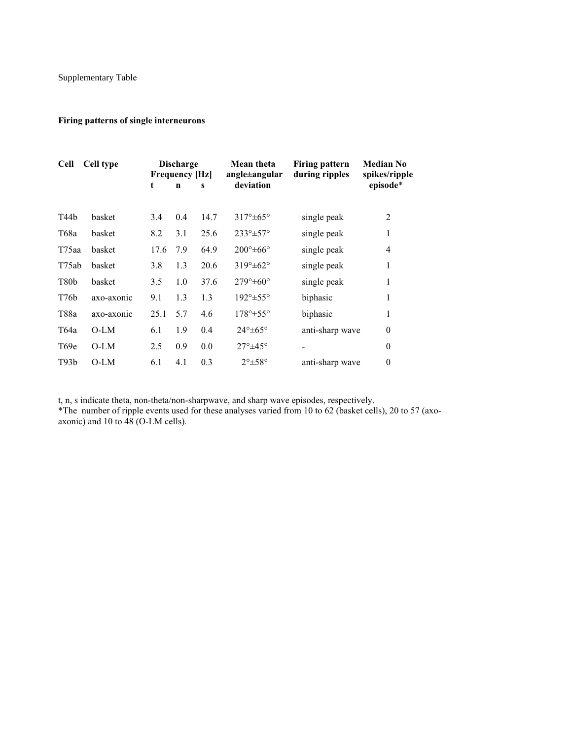Supplementary Table

**Firing patterns of single interneurons**

| **Cell** | **Cell type** | **Discharge Frequency [Hz]** | | | **Mean theta angle±angular deviation** | **Firing pattern during ripples** | **Median No spikes/ripple episode*** |
|---|---|---|---|---|---|---|---|
| | | **t** | **n** | **s** | | | |
| T44b | basket | 3.4 | 0.4 | 14.7 | 317°±65° | single peak | 2 |
| T68a | basket | 8.2 | 3.1 | 25.6 | 233°±57° | single peak | 1 |
| T75aa | basket | 17.6 | 7.9 | 64.9 | 200°±66° | single peak | 4 |
| T75ab | basket | 3.8 | 1.3 | 20.6 | 319°±62° | single peak | 1 |
| T80b | basket | 3.5 | 1.0 | 37.6 | 279°±60° | single peak | 1 |
| T76b | axo-axonic | 9.1 | 1.3 | 1.3 | 192°±55° | biphasic | 1 |
| T88a | axo-axonic | 25.1 | 5.7 | 4.6 | 178°±55° | biphasic | 1 |
| T64a | O-LM | 6.1 | 1.9 | 0.4 | 24°±65° | anti-sharp wave | 0 |
| T69e | O-LM | 2.5 | 0.9 | 0.0 | 27°±45° | - | 0 |
| T93b | O-LM | 6.1 | 4.1 | 0.3 | 2°±58° | anti-sharp wave | 0 |

t, n, s indicate theta, non-theta/non-sharpwave, and sharp wave episodes, respectively.
*The number of ripple events used for these analyses varied from 10 to 62 (basket cells), 20 to 57 (axo-axonic) and 10 to 48 (O-LM cells).